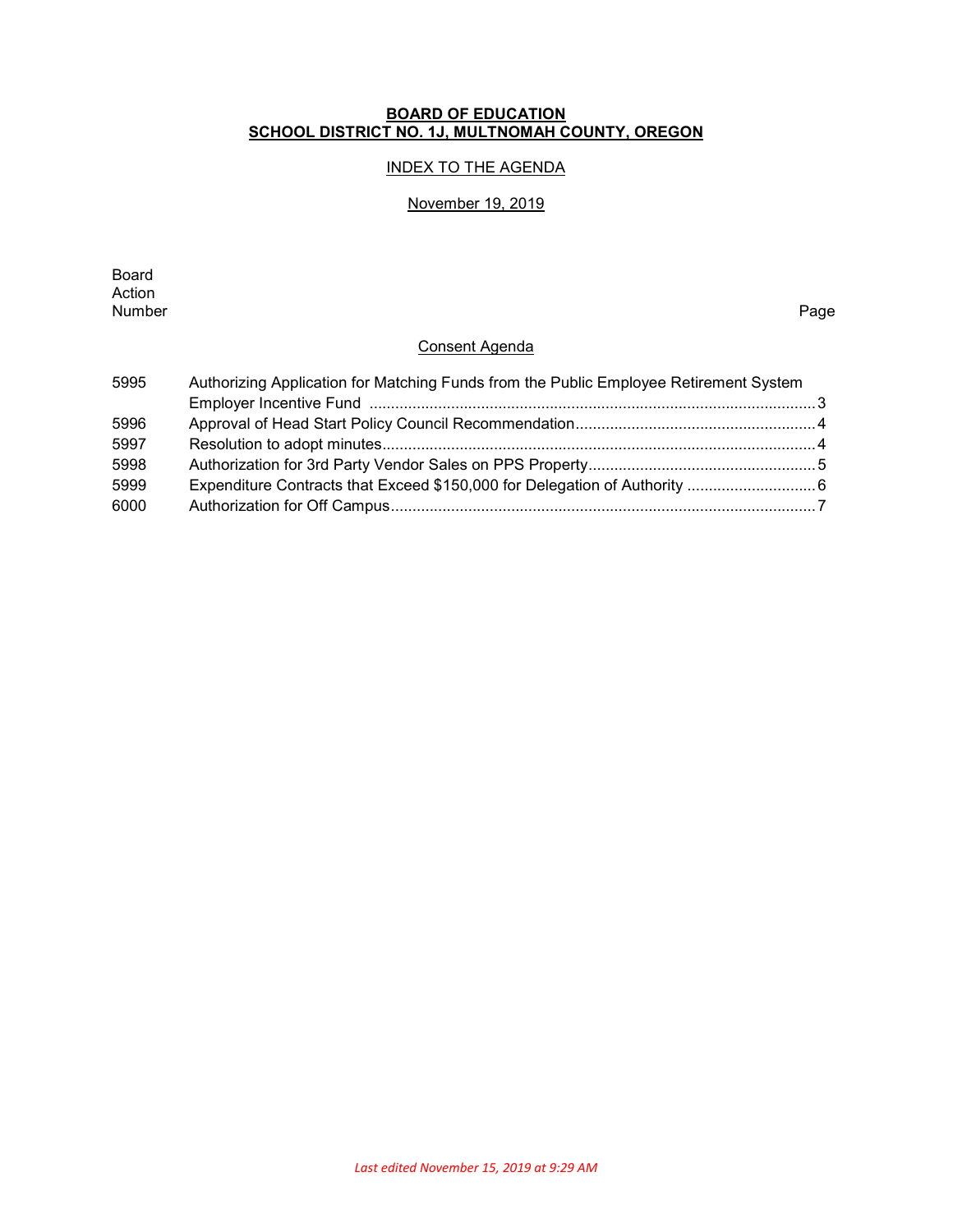**BOARD OF EDUCATION**
**SCHOOL DISTRICT NO. 1J, MULTNOMAH COUNTY, OREGON**

INDEX TO THE AGENDA

November 19, 2019

| Board Action Number | | Page |
|---|---|---|
| | **Consent Agenda** | |
| 5995 | Authorizing Application for Matching Funds from the Public Employee Retirement System Employer Incentive Fund | 3 |
| 5996 | Approval of Head Start Policy Council Recommendation | 4 |
| 5997 | Resolution to adopt minutes | 4 |
| 5998 | Authorization for 3rd Party Vendor Sales on PPS Property | 5 |
| 5999 | Expenditure Contracts that Exceed $150,000 for Delegation of Authority | 6 |
| 6000 | Authorization for Off Campus | 7 |

*Last edited November 15, 2019 at 9:29 AM*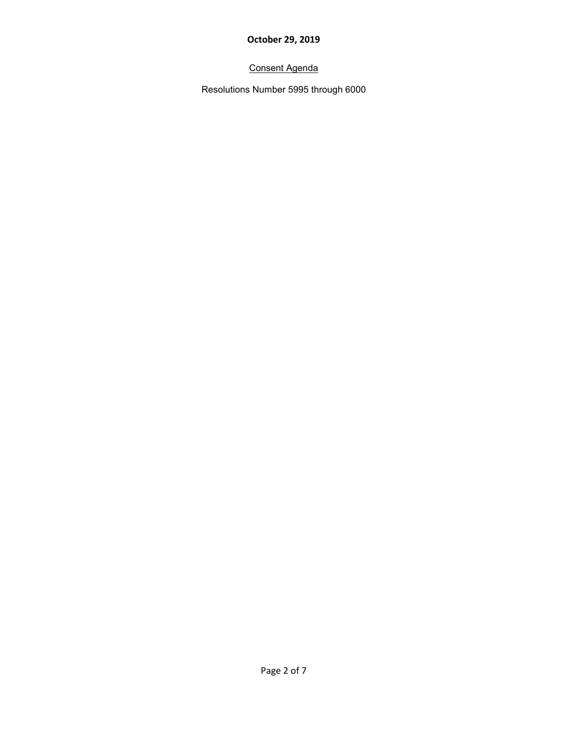**October 29, 2019**

<u>Consent Agenda</u>

Resolutions Number 5995 through 6000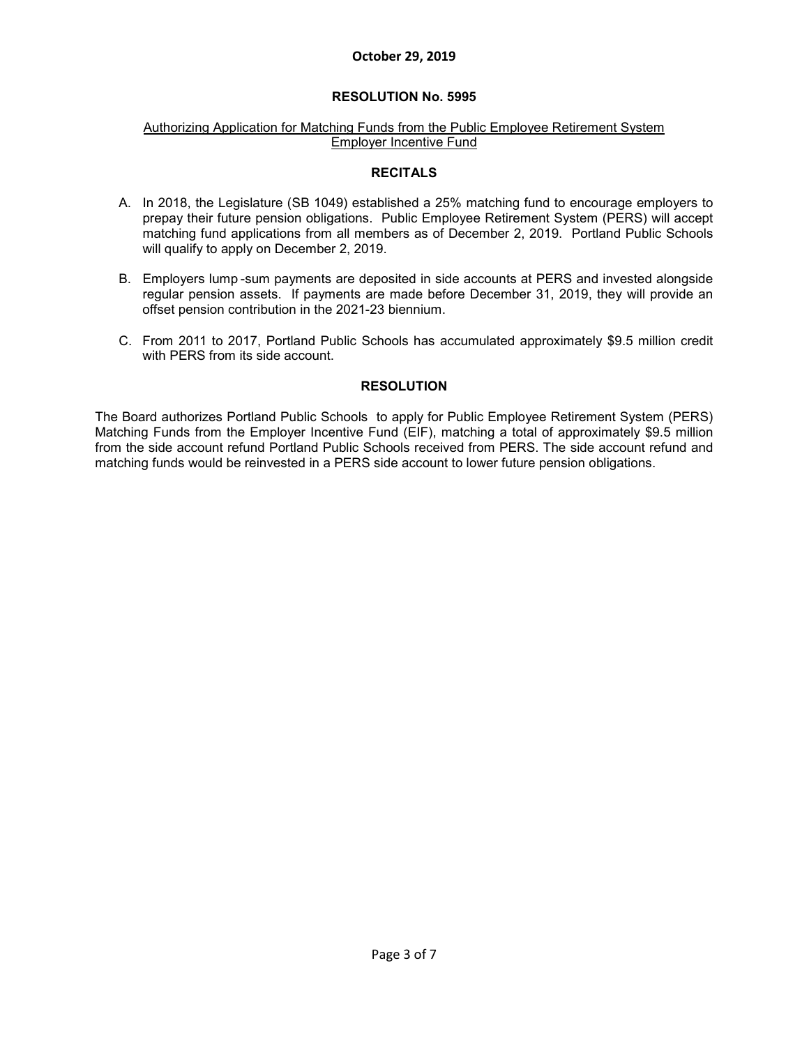**October 29, 2019**

## RESOLUTION No. 5995

Authorizing Application for Matching Funds from the Public Employee Retirement System Employer Incentive Fund

### RECITALS

A. In 2018, the Legislature (SB 1049) established a 25% matching fund to encourage employers to prepay their future pension obligations. Public Employee Retirement System (PERS) will accept matching fund applications from all members as of December 2, 2019. Portland Public Schools will qualify to apply on December 2, 2019.

B. Employers lump -sum payments are deposited in side accounts at PERS and invested alongside regular pension assets. If payments are made before December 31, 2019, they will provide an offset pension contribution in the 2021-23 biennium.

C. From 2011 to 2017, Portland Public Schools has accumulated approximately $9.5 million credit with PERS from its side account.

### RESOLUTION

The Board authorizes Portland Public Schools to apply for Public Employee Retirement System (PERS) Matching Funds from the Employer Incentive Fund (EIF), matching a total of approximately $9.5 million from the side account refund Portland Public Schools received from PERS. The side account refund and matching funds would be reinvested in a PERS side account to lower future pension obligations.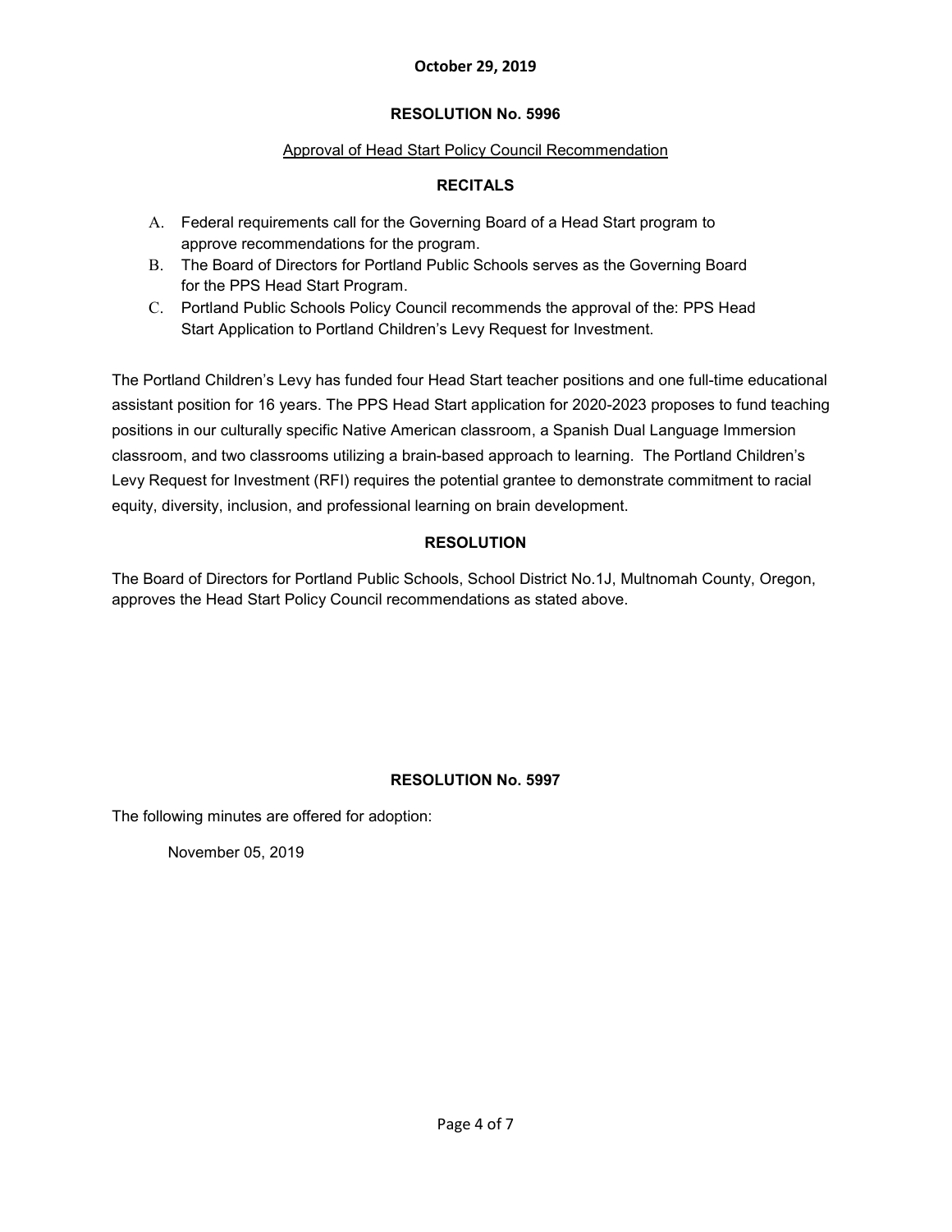**October 29, 2019**

## RESOLUTION No. 5996

Approval of Head Start Policy Council Recommendation

### RECITALS

A. Federal requirements call for the Governing Board of a Head Start program to approve recommendations for the program.

B. The Board of Directors for Portland Public Schools serves as the Governing Board for the PPS Head Start Program.

C. Portland Public Schools Policy Council recommends the approval of the: PPS Head Start Application to Portland Children's Levy Request for Investment.

The Portland Children's Levy has funded four Head Start teacher positions and one full-time educational assistant position for 16 years. The PPS Head Start application for 2020-2023 proposes to fund teaching positions in our culturally specific Native American classroom, a Spanish Dual Language Immersion classroom, and two classrooms utilizing a brain-based approach to learning. The Portland Children's Levy Request for Investment (RFI) requires the potential grantee to demonstrate commitment to racial equity, diversity, inclusion, and professional learning on brain development.

### RESOLUTION

The Board of Directors for Portland Public Schools, School District No.1J, Multnomah County, Oregon, approves the Head Start Policy Council recommendations as stated above.

## RESOLUTION No. 5997

The following minutes are offered for adoption:

November 05, 2019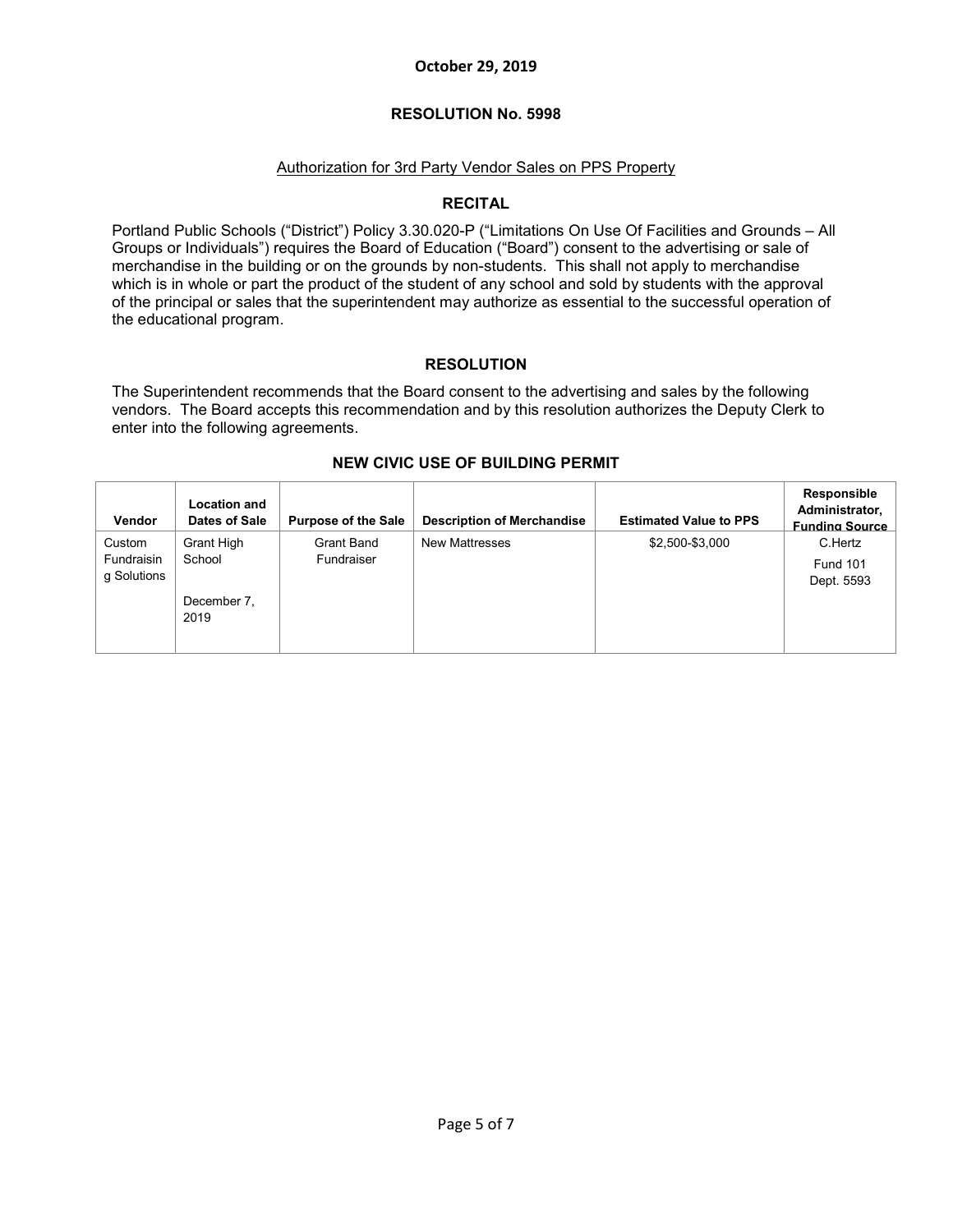October 29, 2019

# RESOLUTION No. 5998

## Authorization for 3rd Party Vendor Sales on PPS Property

### RECITAL

Portland Public Schools ("District") Policy 3.30.020-P ("Limitations On Use Of Facilities and Grounds – All Groups or Individuals") requires the Board of Education ("Board") consent to the advertising or sale of merchandise in the building or on the grounds by non-students. This shall not apply to merchandise which is in whole or part the product of the student of any school and sold by students with the approval of the principal or sales that the superintendent may authorize as essential to the successful operation of the educational program.

### RESOLUTION

The Superintendent recommends that the Board consent to the advertising and sales by the following vendors. The Board accepts this recommendation and by this resolution authorizes the Deputy Clerk to enter into the following agreements.

### NEW CIVIC USE OF BUILDING PERMIT

| Vendor | Location and Dates of Sale | Purpose of the Sale | Description of Merchandise | Estimated Value to PPS | Responsible Administrator, Funding Source |
|---|---|---|---|---|---|
| Custom Fundraising Solutions | Grant High School<br><br>December 7, 2019 | Grant Band Fundraiser | New Mattresses | $2,500-$3,000 | C.Hertz<br>Fund 101<br>Dept. 5593 |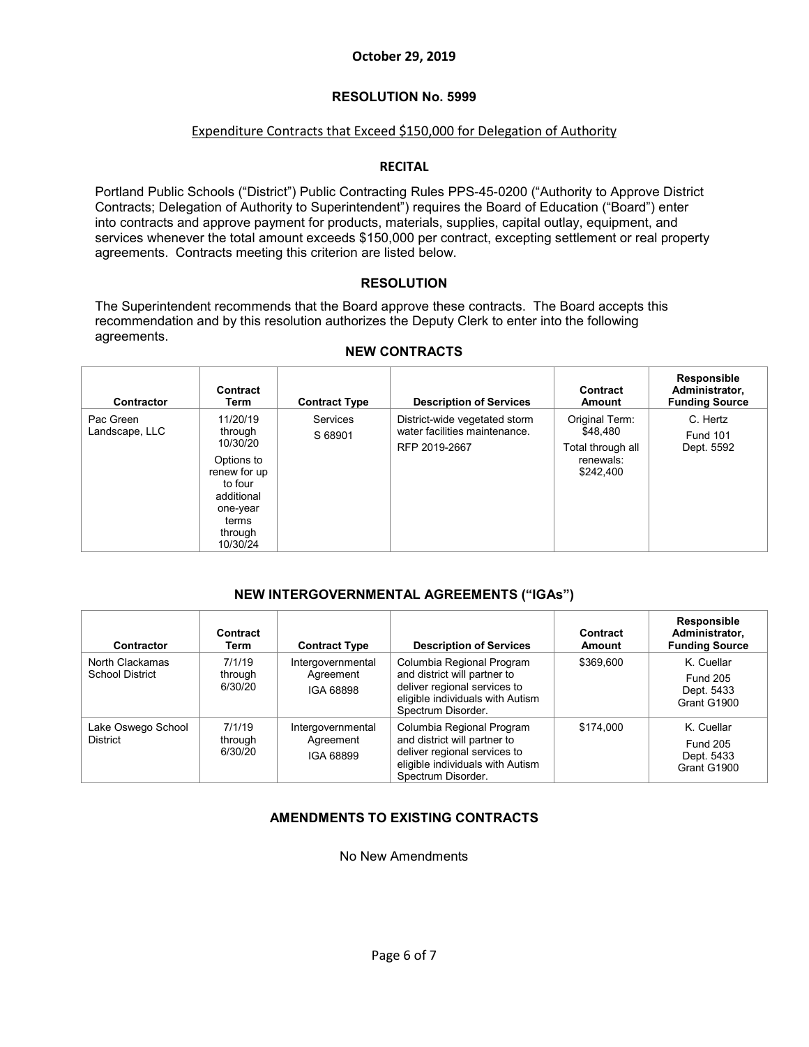**October 29, 2019**

## RESOLUTION No. 5999

Expenditure Contracts that Exceed $150,000 for Delegation of Authority

### RECITAL

Portland Public Schools ("District") Public Contracting Rules PPS-45-0200 ("Authority to Approve District Contracts; Delegation of Authority to Superintendent") requires the Board of Education ("Board") enter into contracts and approve payment for products, materials, supplies, capital outlay, equipment, and services whenever the total amount exceeds $150,000 per contract, excepting settlement or real property agreements. Contracts meeting this criterion are listed below.

### RESOLUTION

The Superintendent recommends that the Board approve these contracts. The Board accepts this recommendation and by this resolution authorizes the Deputy Clerk to enter into the following agreements.

### NEW CONTRACTS

| Contractor | Contract Term | Contract Type | Description of Services | Contract Amount | Responsible Administrator, Funding Source |
|---|---|---|---|---|---|
| Pac Green Landscape, LLC | 11/20/19 through 10/30/20<br><br>Options to renew for up to four additional one-year terms through 10/30/24 | Services<br>S 68901 | District-wide vegetated storm water facilities maintenance.<br>RFP 2019-2667 | Original Term: $48,480<br><br>Total through all renewals: $242,400 | C. Hertz<br>Fund 101<br>Dept. 5592 |

### NEW INTERGOVERNMENTAL AGREEMENTS ("IGAs")

| Contractor | Contract Term | Contract Type | Description of Services | Contract Amount | Responsible Administrator, Funding Source |
|---|---|---|---|---|---|
| North Clackamas School District | 7/1/19 through 6/30/20 | Intergovernmental Agreement<br>IGA 68898 | Columbia Regional Program and district will partner to deliver regional services to eligible individuals with Autism Spectrum Disorder. | $369,600 | K. Cuellar<br>Fund 205<br>Dept. 5433<br>Grant G1900 |
| Lake Oswego School District | 7/1/19 through 6/30/20 | Intergovernmental Agreement<br>IGA 68899 | Columbia Regional Program and district will partner to deliver regional services to eligible individuals with Autism Spectrum Disorder. | $174,000 | K. Cuellar<br>Fund 205<br>Dept. 5433<br>Grant G1900 |

### AMENDMENTS TO EXISTING CONTRACTS

No New Amendments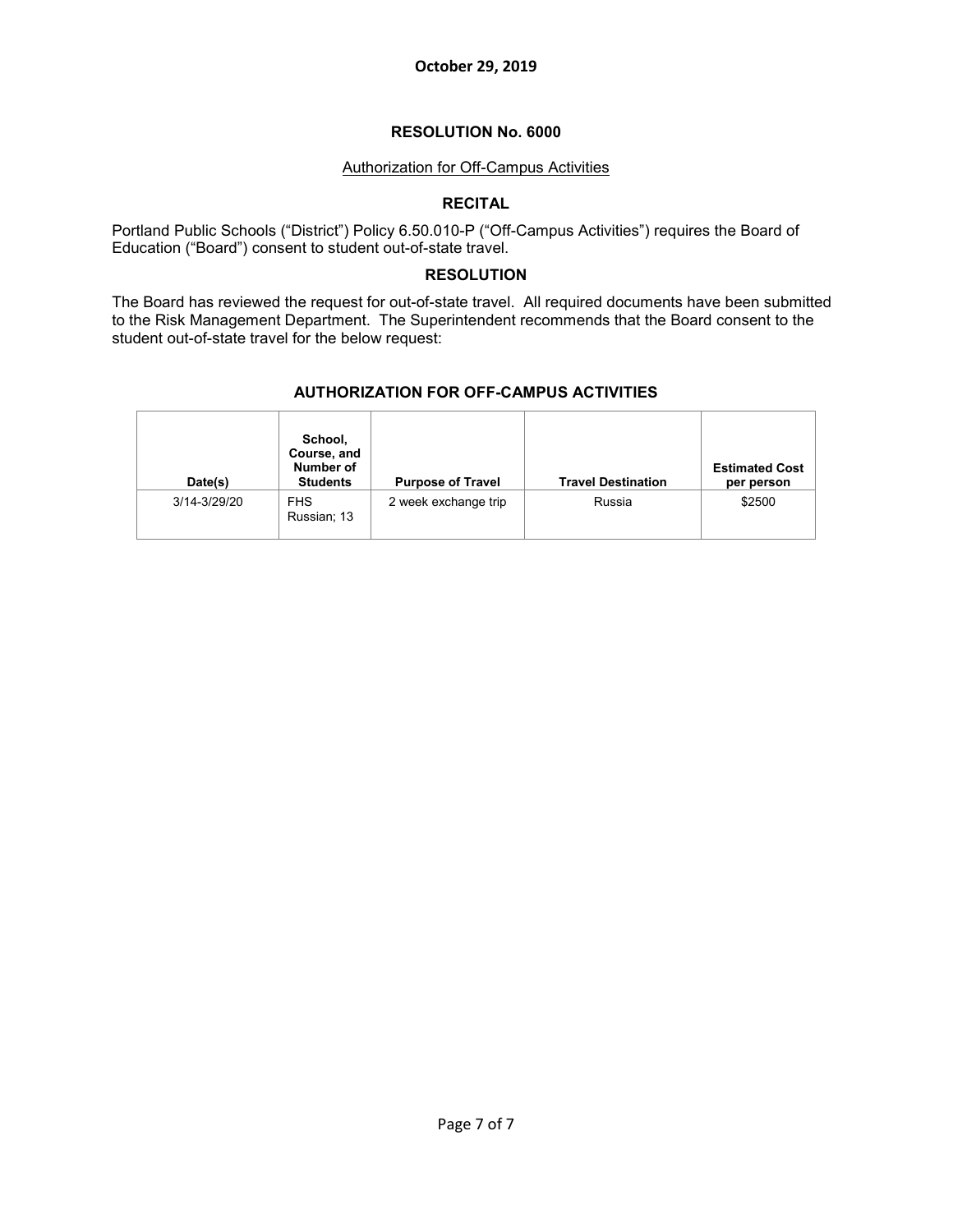**October 29, 2019**

## RESOLUTION No. 6000

Authorization for Off-Campus Activities

### RECITAL

Portland Public Schools ("District") Policy 6.50.010-P ("Off-Campus Activities") requires the Board of Education ("Board") consent to student out-of-state travel.

### RESOLUTION

The Board has reviewed the request for out-of-state travel. All required documents have been submitted to the Risk Management Department. The Superintendent recommends that the Board consent to the student out-of-state travel for the below request:

### AUTHORIZATION FOR OFF-CAMPUS ACTIVITIES

| Date(s) | School, Course, and Number of Students | Purpose of Travel | Travel Destination | Estimated Cost per person |
|---|---|---|---|---|
| 3/14-3/29/20 | FHS Russian; 13 | 2 week exchange trip | Russia | $2500 |